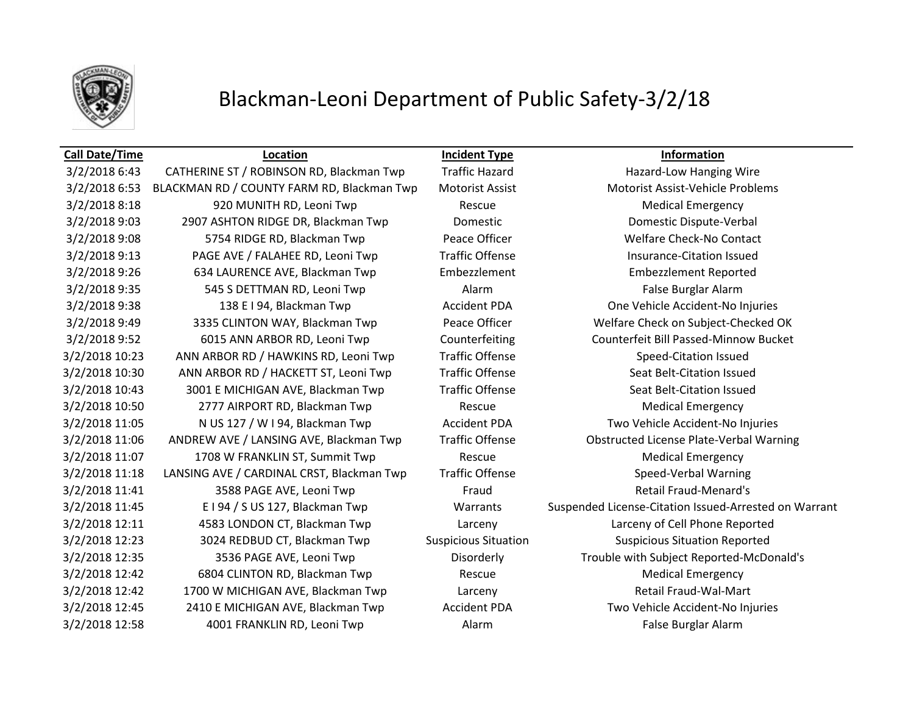# Blackman-Leoni Department of Public Safety-3/2/18

| Call Date/Time | Location | Incident Type | Information |
|---|---|---|---|
| 3/2/2018 6:43 | CATHERINE ST / ROBINSON RD, Blackman Twp | Traffic Hazard | Hazard-Low Hanging Wire |
| 3/2/2018 6:53 | BLACKMAN RD / COUNTY FARM RD, Blackman Twp | Motorist Assist | Motorist Assist-Vehicle Problems |
| 3/2/2018 8:18 | 920 MUNITH RD, Leoni Twp | Rescue | Medical Emergency |
| 3/2/2018 9:03 | 2907 ASHTON RIDGE DR, Blackman Twp | Domestic | Domestic Dispute-Verbal |
| 3/2/2018 9:08 | 5754 RIDGE RD, Blackman Twp | Peace Officer | Welfare Check-No Contact |
| 3/2/2018 9:13 | PAGE AVE / FALAHEE RD, Leoni Twp | Traffic Offense | Insurance-Citation Issued |
| 3/2/2018 9:26 | 634 LAURENCE AVE, Blackman Twp | Embezzlement | Embezzlement Reported |
| 3/2/2018 9:35 | 545 S DETTMAN RD, Leoni Twp | Alarm | False Burglar Alarm |
| 3/2/2018 9:38 | 138 E I 94, Blackman Twp | Accident PDA | One Vehicle Accident-No Injuries |
| 3/2/2018 9:49 | 3335 CLINTON WAY, Blackman Twp | Peace Officer | Welfare Check on Subject-Checked OK |
| 3/2/2018 9:52 | 6015 ANN ARBOR RD, Leoni Twp | Counterfeiting | Counterfeit Bill Passed-Minnow Bucket |
| 3/2/2018 10:23 | ANN ARBOR RD / HAWKINS RD, Leoni Twp | Traffic Offense | Speed-Citation Issued |
| 3/2/2018 10:30 | ANN ARBOR RD / HACKETT ST, Leoni Twp | Traffic Offense | Seat Belt-Citation Issued |
| 3/2/2018 10:43 | 3001 E MICHIGAN AVE, Blackman Twp | Traffic Offense | Seat Belt-Citation Issued |
| 3/2/2018 10:50 | 2777 AIRPORT RD, Blackman Twp | Rescue | Medical Emergency |
| 3/2/2018 11:05 | N US 127 / W I 94, Blackman Twp | Accident PDA | Two Vehicle Accident-No Injuries |
| 3/2/2018 11:06 | ANDREW AVE / LANSING AVE, Blackman Twp | Traffic Offense | Obstructed License Plate-Verbal Warning |
| 3/2/2018 11:07 | 1708 W FRANKLIN ST, Summit Twp | Rescue | Medical Emergency |
| 3/2/2018 11:18 | LANSING AVE / CARDINAL CRST, Blackman Twp | Traffic Offense | Speed-Verbal Warning |
| 3/2/2018 11:41 | 3588 PAGE AVE, Leoni Twp | Fraud | Retail Fraud-Menard's |
| 3/2/2018 11:45 | E I 94 / S US 127, Blackman Twp | Warrants | Suspended License-Citation Issued-Arrested on Warrant |
| 3/2/2018 12:11 | 4583 LONDON CT, Blackman Twp | Larceny | Larceny of Cell Phone Reported |
| 3/2/2018 12:23 | 3024 REDBUD CT, Blackman Twp | Suspicious Situation | Suspicious Situation Reported |
| 3/2/2018 12:35 | 3536 PAGE AVE, Leoni Twp | Disorderly | Trouble with Subject Reported-McDonald's |
| 3/2/2018 12:42 | 6804 CLINTON RD, Blackman Twp | Rescue | Medical Emergency |
| 3/2/2018 12:42 | 1700 W MICHIGAN AVE, Blackman Twp | Larceny | Retail Fraud-Wal-Mart |
| 3/2/2018 12:45 | 2410 E MICHIGAN AVE, Blackman Twp | Accident PDA | Two Vehicle Accident-No Injuries |
| 3/2/2018 12:58 | 4001 FRANKLIN RD, Leoni Twp | Alarm | False Burglar Alarm |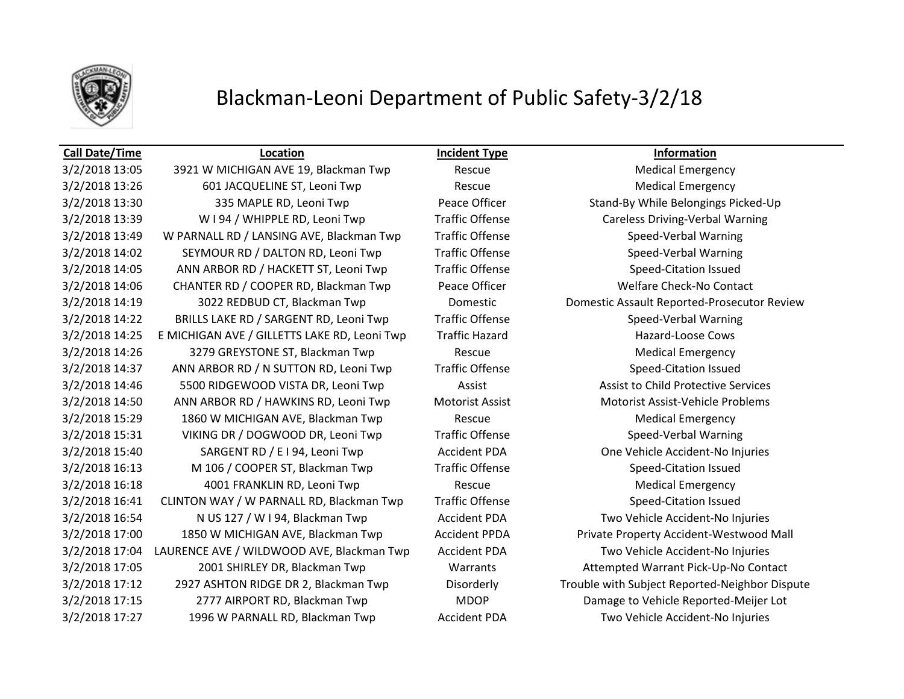# Blackman-Leoni Department of Public Safety-3/2/18

| Call Date/Time | Location | Incident Type | Information |
|---|---|---|---|
| 3/2/2018 13:05 | 3921 W MICHIGAN AVE 19, Blackman Twp | Rescue | Medical Emergency |
| 3/2/2018 13:26 | 601 JACQUELINE ST, Leoni Twp | Rescue | Medical Emergency |
| 3/2/2018 13:30 | 335 MAPLE RD, Leoni Twp | Peace Officer | Stand-By While Belongings Picked-Up |
| 3/2/2018 13:39 | W I 94 / WHIPPLE RD, Leoni Twp | Traffic Offense | Careless Driving-Verbal Warning |
| 3/2/2018 13:49 | W PARNALL RD / LANSING AVE, Blackman Twp | Traffic Offense | Speed-Verbal Warning |
| 3/2/2018 14:02 | SEYMOUR RD / DALTON RD, Leoni Twp | Traffic Offense | Speed-Verbal Warning |
| 3/2/2018 14:05 | ANN ARBOR RD / HACKETT ST, Leoni Twp | Traffic Offense | Speed-Citation Issued |
| 3/2/2018 14:06 | CHANTER RD / COOPER RD, Blackman Twp | Peace Officer | Welfare Check-No Contact |
| 3/2/2018 14:19 | 3022 REDBUD CT, Blackman Twp | Domestic | Domestic Assault Reported-Prosecutor Review |
| 3/2/2018 14:22 | BRILLS LAKE RD / SARGENT RD, Leoni Twp | Traffic Offense | Speed-Verbal Warning |
| 3/2/2018 14:25 | E MICHIGAN AVE / GILLETTS LAKE RD, Leoni Twp | Traffic Hazard | Hazard-Loose Cows |
| 3/2/2018 14:26 | 3279 GREYSTONE ST, Blackman Twp | Rescue | Medical Emergency |
| 3/2/2018 14:37 | ANN ARBOR RD / N SUTTON RD, Leoni Twp | Traffic Offense | Speed-Citation Issued |
| 3/2/2018 14:46 | 5500 RIDGEWOOD VISTA DR, Leoni Twp | Assist | Assist to Child Protective Services |
| 3/2/2018 14:50 | ANN ARBOR RD / HAWKINS RD, Leoni Twp | Motorist Assist | Motorist Assist-Vehicle Problems |
| 3/2/2018 15:29 | 1860 W MICHIGAN AVE, Blackman Twp | Rescue | Medical Emergency |
| 3/2/2018 15:31 | VIKING DR / DOGWOOD DR, Leoni Twp | Traffic Offense | Speed-Verbal Warning |
| 3/2/2018 15:40 | SARGENT RD / E I 94, Leoni Twp | Accident PDA | One Vehicle Accident-No Injuries |
| 3/2/2018 16:13 | M 106 / COOPER ST, Blackman Twp | Traffic Offense | Speed-Citation Issued |
| 3/2/2018 16:18 | 4001 FRANKLIN RD, Leoni Twp | Rescue | Medical Emergency |
| 3/2/2018 16:41 | CLINTON WAY / W PARNALL RD, Blackman Twp | Traffic Offense | Speed-Citation Issued |
| 3/2/2018 16:54 | N US 127 / W I 94, Blackman Twp | Accident PDA | Two Vehicle Accident-No Injuries |
| 3/2/2018 17:00 | 1850 W MICHIGAN AVE, Blackman Twp | Accident PPDA | Private Property Accident-Westwood Mall |
| 3/2/2018 17:04 | LAURENCE AVE / WILDWOOD AVE, Blackman Twp | Accident PDA | Two Vehicle Accident-No Injuries |
| 3/2/2018 17:05 | 2001 SHIRLEY DR, Blackman Twp | Warrants | Attempted Warrant Pick-Up-No Contact |
| 3/2/2018 17:12 | 2927 ASHTON RIDGE DR 2, Blackman Twp | Disorderly | Trouble with Subject Reported-Neighbor Dispute |
| 3/2/2018 17:15 | 2777 AIRPORT RD, Blackman Twp | MDOP | Damage to Vehicle Reported-Meijer Lot |
| 3/2/2018 17:27 | 1996 W PARNALL RD, Blackman Twp | Accident PDA | Two Vehicle Accident-No Injuries |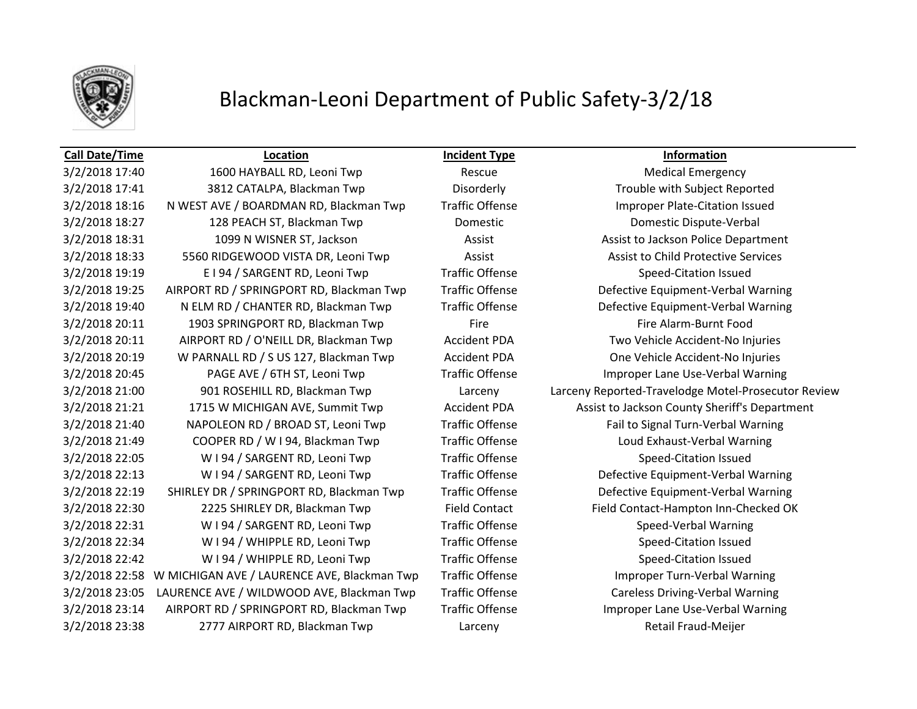# Blackman-Leoni Department of Public Safety-3/2/18

| Call Date/Time | Location | Incident Type | Information |
| --- | --- | --- | --- |
| 3/2/2018 17:40 | 1600 HAYBALL RD, Leoni Twp | Rescue | Medical Emergency |
| 3/2/2018 17:41 | 3812 CATALPA, Blackman Twp | Disorderly | Trouble with Subject Reported |
| 3/2/2018 18:16 | N WEST AVE / BOARDMAN RD, Blackman Twp | Traffic Offense | Improper Plate-Citation Issued |
| 3/2/2018 18:27 | 128 PEACH ST, Blackman Twp | Domestic | Domestic Dispute-Verbal |
| 3/2/2018 18:31 | 1099 N WISNER ST, Jackson | Assist | Assist to Jackson Police Department |
| 3/2/2018 18:33 | 5560 RIDGEWOOD VISTA DR, Leoni Twp | Assist | Assist to Child Protective Services |
| 3/2/2018 19:19 | E I 94 / SARGENT RD, Leoni Twp | Traffic Offense | Speed-Citation Issued |
| 3/2/2018 19:25 | AIRPORT RD / SPRINGPORT RD, Blackman Twp | Traffic Offense | Defective Equipment-Verbal Warning |
| 3/2/2018 19:40 | N ELM RD / CHANTER RD, Blackman Twp | Traffic Offense | Defective Equipment-Verbal Warning |
| 3/2/2018 20:11 | 1903 SPRINGPORT RD, Blackman Twp | Fire | Fire Alarm-Burnt Food |
| 3/2/2018 20:11 | AIRPORT RD / O'NEILL DR, Blackman Twp | Accident PDA | Two Vehicle Accident-No Injuries |
| 3/2/2018 20:19 | W PARNALL RD / S US 127, Blackman Twp | Accident PDA | One Vehicle Accident-No Injuries |
| 3/2/2018 20:45 | PAGE AVE / 6TH ST, Leoni Twp | Traffic Offense | Improper Lane Use-Verbal Warning |
| 3/2/2018 21:00 | 901 ROSEHILL RD, Blackman Twp | Larceny | Larceny Reported-Travelodge Motel-Prosecutor Review |
| 3/2/2018 21:21 | 1715 W MICHIGAN AVE, Summit Twp | Accident PDA | Assist to Jackson County Sheriff's Department |
| 3/2/2018 21:40 | NAPOLEON RD / BROAD ST, Leoni Twp | Traffic Offense | Fail to Signal Turn-Verbal Warning |
| 3/2/2018 21:49 | COOPER RD / W I 94, Blackman Twp | Traffic Offense | Loud Exhaust-Verbal Warning |
| 3/2/2018 22:05 | W I 94 / SARGENT RD, Leoni Twp | Traffic Offense | Speed-Citation Issued |
| 3/2/2018 22:13 | W I 94 / SARGENT RD, Leoni Twp | Traffic Offense | Defective Equipment-Verbal Warning |
| 3/2/2018 22:19 | SHIRLEY DR / SPRINGPORT RD, Blackman Twp | Traffic Offense | Defective Equipment-Verbal Warning |
| 3/2/2018 22:30 | 2225 SHIRLEY DR, Blackman Twp | Field Contact | Field Contact-Hampton Inn-Checked OK |
| 3/2/2018 22:31 | W I 94 / SARGENT RD, Leoni Twp | Traffic Offense | Speed-Verbal Warning |
| 3/2/2018 22:34 | W I 94 / WHIPPLE RD, Leoni Twp | Traffic Offense | Speed-Citation Issued |
| 3/2/2018 22:42 | W I 94 / WHIPPLE RD, Leoni Twp | Traffic Offense | Speed-Citation Issued |
| 3/2/2018 22:58 | W MICHIGAN AVE / LAURENCE AVE, Blackman Twp | Traffic Offense | Improper Turn-Verbal Warning |
| 3/2/2018 23:05 | LAURENCE AVE / WILDWOOD AVE, Blackman Twp | Traffic Offense | Careless Driving-Verbal Warning |
| 3/2/2018 23:14 | AIRPORT RD / SPRINGPORT RD, Blackman Twp | Traffic Offense | Improper Lane Use-Verbal Warning |
| 3/2/2018 23:38 | 2777 AIRPORT RD, Blackman Twp | Larceny | Retail Fraud-Meijer |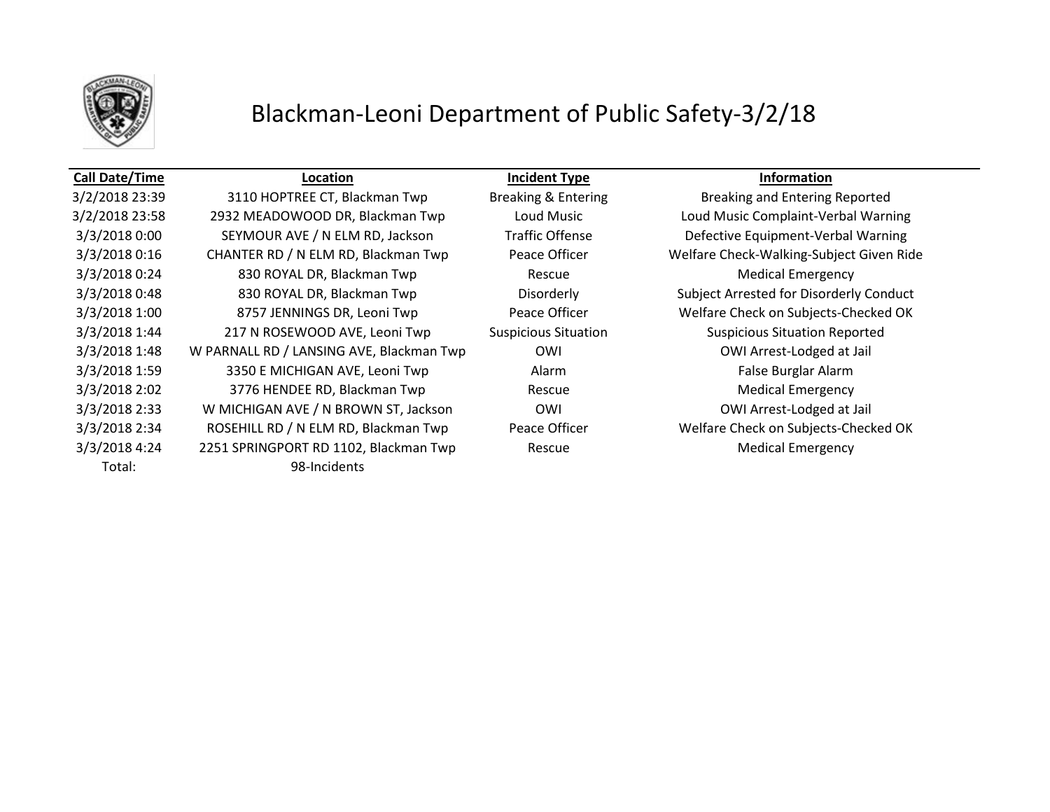# Blackman-Leoni Department of Public Safety-3/2/18

| Call Date/Time | Location | Incident Type | Information |
|---|---|---|---|
| 3/2/2018 23:39 | 3110 HOPTREE CT, Blackman Twp | Breaking & Entering | Breaking and Entering Reported |
| 3/2/2018 23:58 | 2932 MEADOWOOD DR, Blackman Twp | Loud Music | Loud Music Complaint-Verbal Warning |
| 3/3/2018 0:00 | SEYMOUR AVE / N ELM RD, Jackson | Traffic Offense | Defective Equipment-Verbal Warning |
| 3/3/2018 0:16 | CHANTER RD / N ELM RD, Blackman Twp | Peace Officer | Welfare Check-Walking-Subject Given Ride |
| 3/3/2018 0:24 | 830 ROYAL DR, Blackman Twp | Rescue | Medical Emergency |
| 3/3/2018 0:48 | 830 ROYAL DR, Blackman Twp | Disorderly | Subject Arrested for Disorderly Conduct |
| 3/3/2018 1:00 | 8757 JENNINGS DR, Leoni Twp | Peace Officer | Welfare Check on Subjects-Checked OK |
| 3/3/2018 1:44 | 217 N ROSEWOOD AVE, Leoni Twp | Suspicious Situation | Suspicious Situation Reported |
| 3/3/2018 1:48 | W PARNALL RD / LANSING AVE, Blackman Twp | OWI | OWI Arrest-Lodged at Jail |
| 3/3/2018 1:59 | 3350 E MICHIGAN AVE, Leoni Twp | Alarm | False Burglar Alarm |
| 3/3/2018 2:02 | 3776 HENDEE RD, Blackman Twp | Rescue | Medical Emergency |
| 3/3/2018 2:33 | W MICHIGAN AVE / N BROWN ST, Jackson | OWI | OWI Arrest-Lodged at Jail |
| 3/3/2018 2:34 | ROSEHILL RD / N ELM RD, Blackman Twp | Peace Officer | Welfare Check on Subjects-Checked OK |
| 3/3/2018 4:24 | 2251 SPRINGPORT RD 1102, Blackman Twp | Rescue | Medical Emergency |
| Total: | 98-Incidents | | |